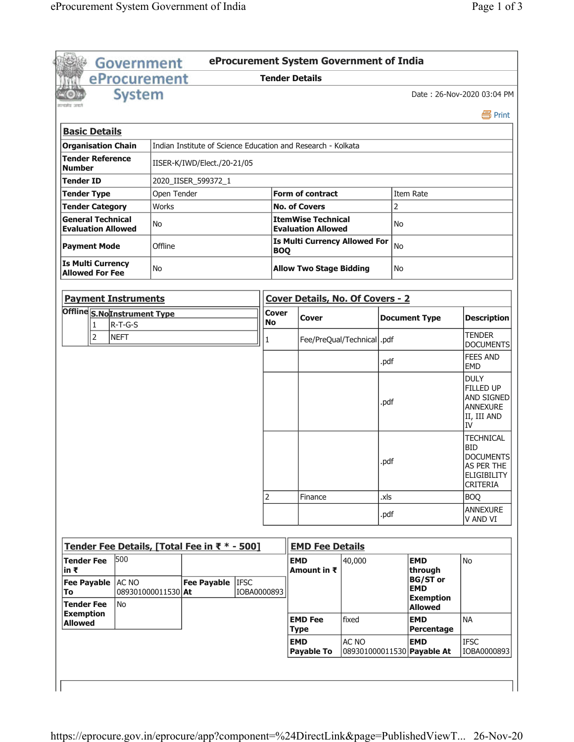# eProcurement System Government of India

## Tender Details

Date : 26-Nov-2020 03:04 PM

Print

### Basic Details

| | | | |
|---|---|---|---|
| **Organisation Chain** | Indian Institute of Science Education and Research - Kolkata | | |
| **Tender Reference Number** | IISER-K/IWD/Elect./20-21/05 | | |
| **Tender ID** | 2020_IISER_599372_1 | | |
| **Tender Type** | Open Tender | **Form of contract** | Item Rate |
| **Tender Category** | Works | **No. of Covers** | 2 |
| **General Technical Evaluation Allowed** | No | **ItemWise Technical Evaluation Allowed** | No |
| **Payment Mode** | Offline | **Is Multi Currency Allowed For BOQ** | No |
| **Is Multi Currency Allowed For Fee** | No | **Allow Two Stage Bidding** | No |

### Payment Instruments

**Offline**

| S.No | Instrument Type |
|---|---|
| 1 | R-T-G-S |
| 2 | NEFT |

### Cover Details, No. Of Covers - 2

| Cover No | Cover | Document Type | Description |
|---|---|---|---|
| 1 | Fee/PreQual/Technical | .pdf | TENDER DOCUMENTS |
| | | .pdf | FEES AND EMD |
| | | .pdf | DULY FILLED UP AND SIGNED ANNEXURE II, III AND IV |
| | | .pdf | TECHNICAL BID DOCUMENTS AS PER THE ELIGIBILITY CRITERIA |
| 2 | Finance | .xls | BOQ |
| | | .pdf | ANNEXURE V AND VI |

### Tender Fee Details, [Total Fee in ₹ * - 500]

| | | | |
|---|---|---|---|
| **Tender Fee in ₹** | 500 | | |
| **Fee Payable To** | AC NO 089301000011530 | **Fee Payable At** | IFSC IOBA0000893 |
| **Tender Fee Exemption Allowed** | No | | |

### EMD Fee Details

| | | | |
|---|---|---|---|
| **EMD Amount in ₹** | 40,000 | **EMD through BG/ST or EMD Exemption Allowed** | No |
| **EMD Fee Type** | fixed | **EMD Percentage** | NA |
| **EMD Payable To** | AC NO 089301000011530 | **EMD Payable At** | IFSC IOBA0000893 |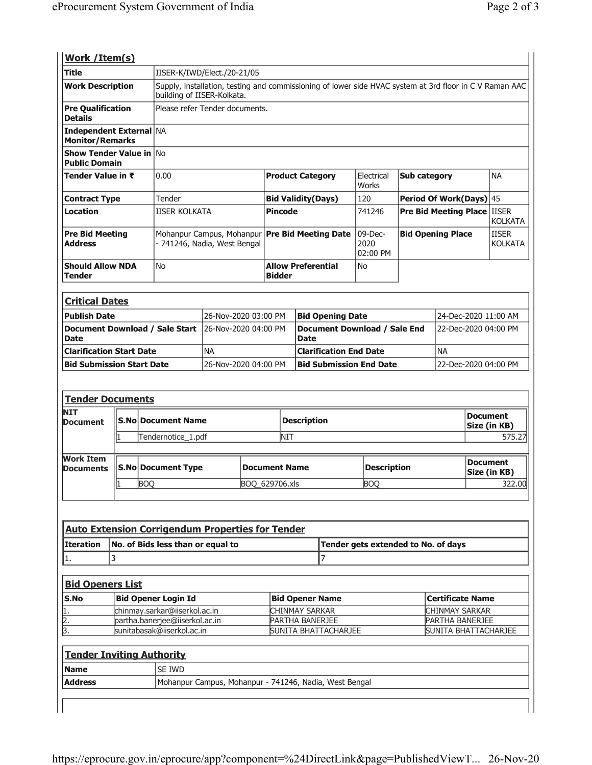## Work /Item(s)

| Title | IISER-K/IWD/Elect./20-21/05 | | | | |
|---|---|---|---|---|---|
| **Work Description** | Supply, installation, testing and commissioning of lower side HVAC system at 3rd floor in C V Raman AAC building of IISER-Kolkata. | | | | |
| **Pre Qualification Details** | Please refer Tender documents. | | | | |
| **Independent External Monitor/Remarks** | NA | | | | |
| **Show Tender Value in Public Domain** | No | | | | |
| **Tender Value in ₹** | 0.00 | **Product Category** | Electrical Works | **Sub category** | NA |
| **Contract Type** | Tender | **Bid Validity(Days)** | 120 | **Period Of Work(Days)** | 45 |
| **Location** | IISER KOLKATA | **Pincode** | 741246 | **Pre Bid Meeting Place** | IISER KOLKATA |
| **Pre Bid Meeting Address** | Mohanpur Campus, Mohanpur - 741246, Nadia, West Bengal | **Pre Bid Meeting Date** | 09-Dec-2020 02:00 PM | **Bid Opening Place** | IISER KOLKATA |
| **Should Allow NDA Tender** | No | **Allow Preferential Bidder** | No | | |

## Critical Dates

| Publish Date | 26-Nov-2020 03:00 PM | Bid Opening Date | 24-Dec-2020 11:00 AM |
|---|---|---|---|
| **Document Download / Sale Start Date** | 26-Nov-2020 04:00 PM | **Document Download / Sale End Date** | 22-Dec-2020 04:00 PM |
| **Clarification Start Date** | NA | **Clarification End Date** | NA |
| **Bid Submission Start Date** | 26-Nov-2020 04:00 PM | **Bid Submission End Date** | 22-Dec-2020 04:00 PM |

## Tender Documents

**NIT Document**

| S.No | Document Name | Description | Document Size (in KB) |
|---|---|---|---|
| 1 | Tendernotice_1.pdf | NIT | 575.27 |

**Work Item Documents**

| S.No | Document Type | Document Name | Description | Document Size (in KB) |
|---|---|---|---|---|
| 1 | BOQ | BOQ_629706.xls | BOQ | 322.00 |

## Auto Extension Corrigendum Properties for Tender

| Iteration | No. of Bids less than or equal to | Tender gets extended to No. of days |
|---|---|---|
| 1. | 3 | 7 |

## Bid Openers List

| S.No | Bid Opener Login Id | Bid Opener Name | Certificate Name |
|---|---|---|---|
| 1. | chinmay.sarkar@iiserkol.ac.in | CHINMAY SARKAR | CHINMAY SARKAR |
| 2. | partha.banerjee@iiserkol.ac.in | PARTHA BANERJEE | PARTHA BANERJEE |
| 3. | sunitabasak@iiserkol.ac.in | SUNITA BHATTACHARJEE | SUNITA BHATTACHARJEE |

## Tender Inviting Authority

| Name | SE IWD |
|---|---|
| **Address** | Mohanpur Campus, Mohanpur - 741246, Nadia, West Bengal |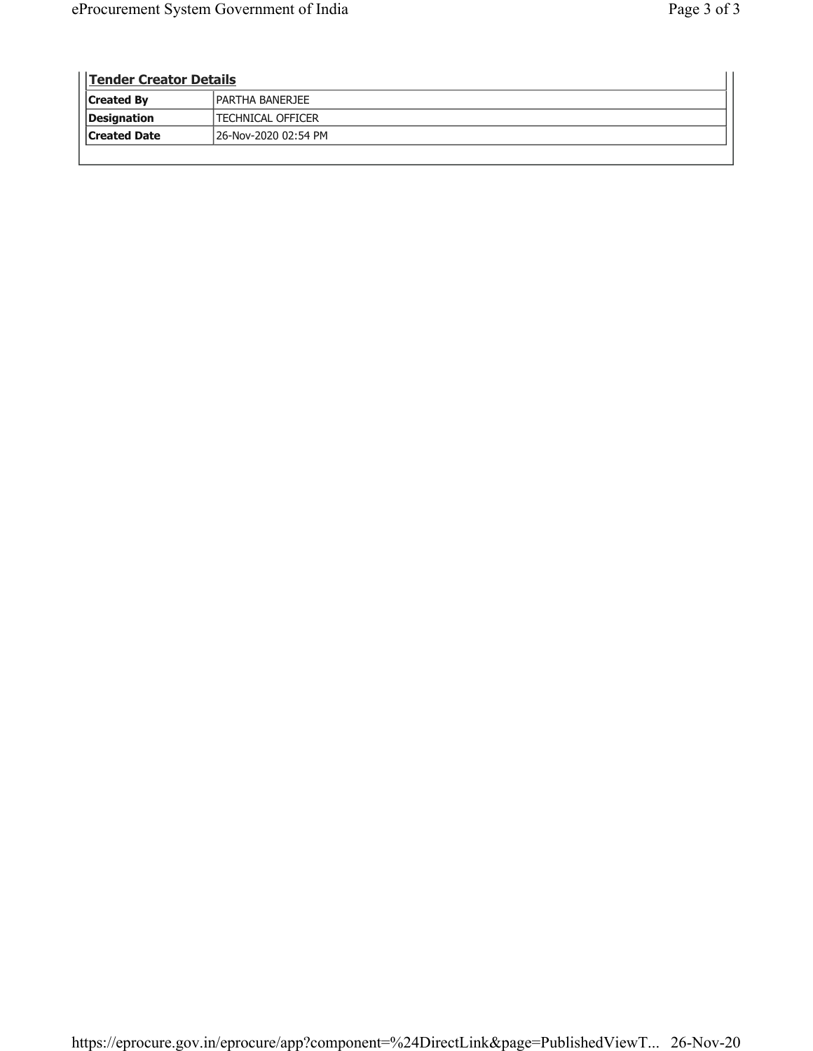## Tender Creator Details

| | |
|---|---|
| **Created By** | PARTHA BANERJEE |
| **Designation** | TECHNICAL OFFICER |
| **Created Date** | 26-Nov-2020 02:54 PM |